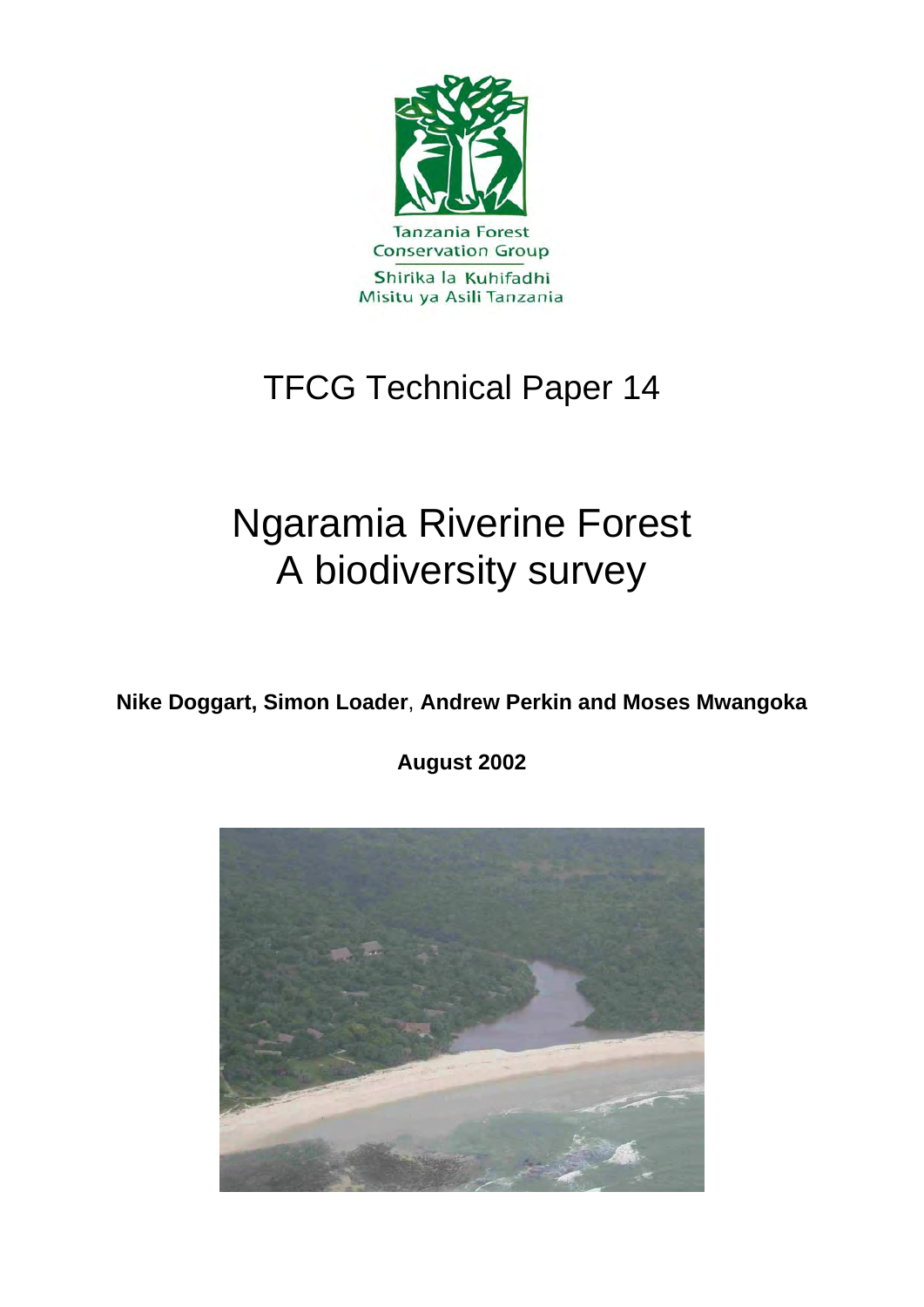Tanzania Forest Conservation Group

Shirika la Kuhifadhi Misitu ya Asili Tanzania

# TFCG Technical Paper 14

# Ngaramia Riverine Forest
# A biodiversity survey

**Nike Doggart, Simon Loader, Andrew Perkin and Moses Mwangoka**

**August 2002**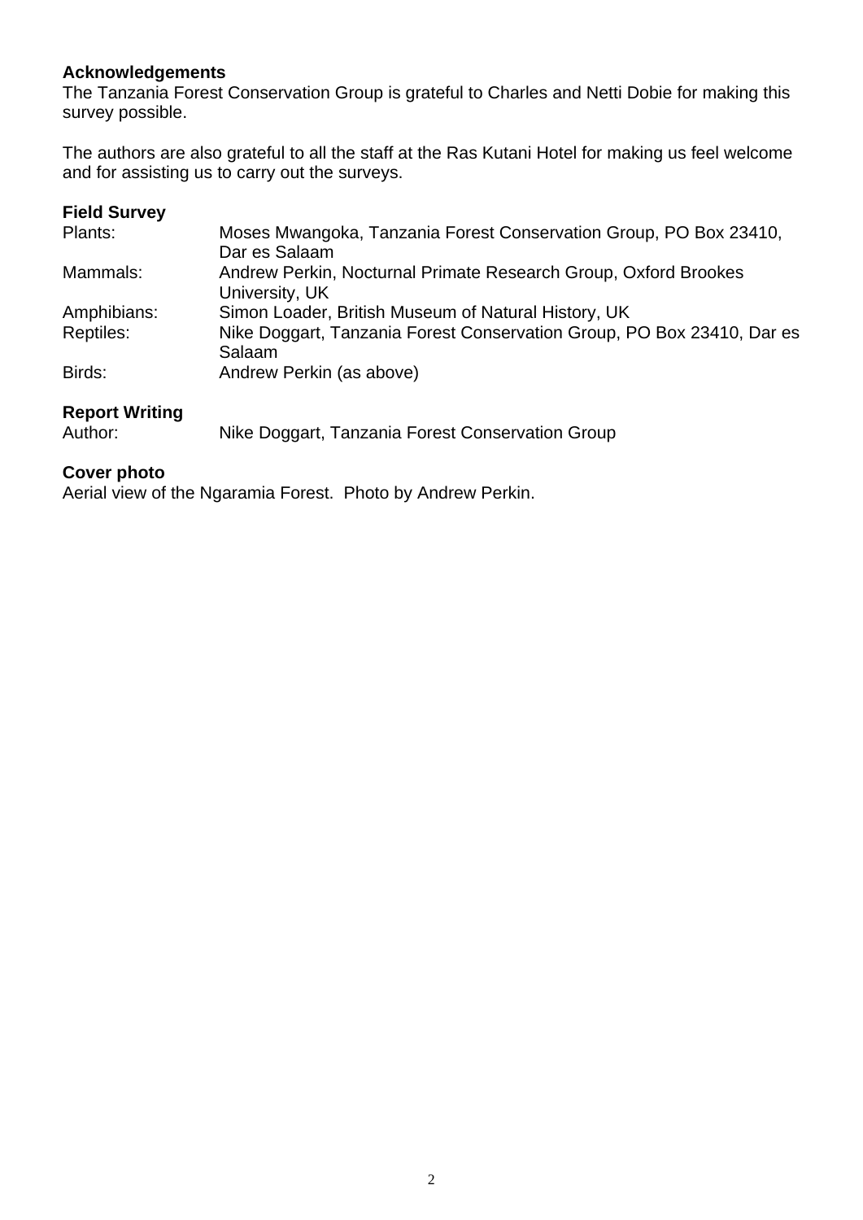## Acknowledgements

The Tanzania Forest Conservation Group is grateful to Charles and Netti Dobie for making this survey possible.

The authors are also grateful to all the staff at the Ras Kutani Hotel for making us feel welcome and for assisting us to carry out the surveys.

## Field Survey

| | |
|---|---|
| Plants: | Moses Mwangoka, Tanzania Forest Conservation Group, PO Box 23410, Dar es Salaam |
| Mammals: | Andrew Perkin, Nocturnal Primate Research Group, Oxford Brookes University, UK |
| Amphibians: | Simon Loader, British Museum of Natural History, UK |
| Reptiles: | Nike Doggart, Tanzania Forest Conservation Group, PO Box 23410, Dar es Salaam |
| Birds: | Andrew Perkin (as above) |

## Report Writing

| | |
|---|---|
| Author: | Nike Doggart, Tanzania Forest Conservation Group |

## Cover photo

Aerial view of the Ngaramia Forest. Photo by Andrew Perkin.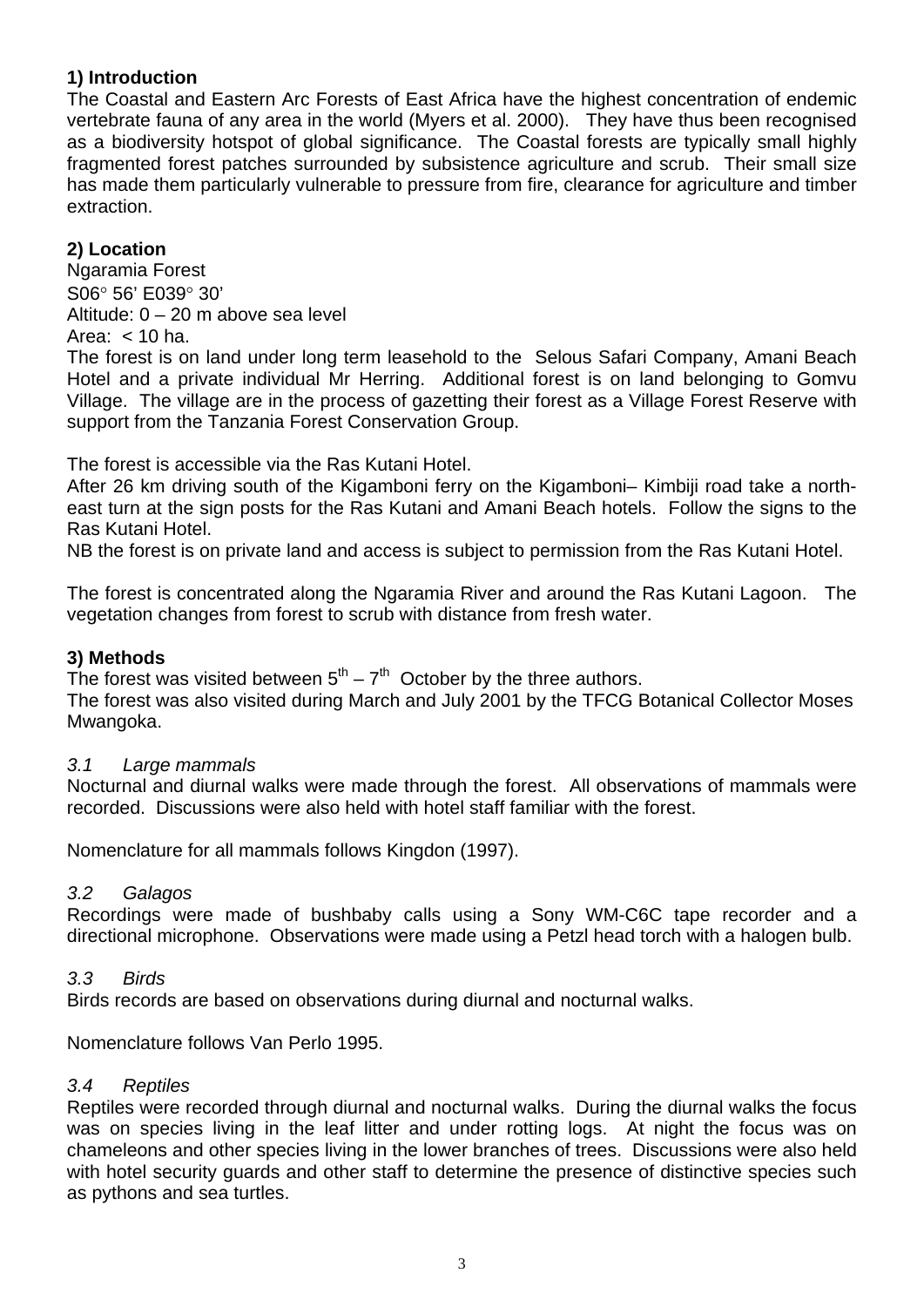## 1) Introduction

The Coastal and Eastern Arc Forests of East Africa have the highest concentration of endemic vertebrate fauna of any area in the world (Myers et al. 2000). They have thus been recognised as a biodiversity hotspot of global significance. The Coastal forests are typically small highly fragmented forest patches surrounded by subsistence agriculture and scrub. Their small size has made them particularly vulnerable to pressure from fire, clearance for agriculture and timber extraction.

## 2) Location

Ngaramia Forest
S06° 56' E039° 30'
Altitude: 0 – 20 m above sea level
Area: < 10 ha.

The forest is on land under long term leasehold to the Selous Safari Company, Amani Beach Hotel and a private individual Mr Herring. Additional forest is on land belonging to Gomvu Village. The village are in the process of gazetting their forest as a Village Forest Reserve with support from the Tanzania Forest Conservation Group.

The forest is accessible via the Ras Kutani Hotel.

After 26 km driving south of the Kigamboni ferry on the Kigamboni– Kimbiji road take a north-east turn at the sign posts for the Ras Kutani and Amani Beach hotels. Follow the signs to the Ras Kutani Hotel.

NB the forest is on private land and access is subject to permission from the Ras Kutani Hotel.

The forest is concentrated along the Ngaramia River and around the Ras Kutani Lagoon. The vegetation changes from forest to scrub with distance from fresh water.

## 3) Methods

The forest was visited between 5th – 7th October by the three authors.
The forest was also visited during March and July 2001 by the TFCG Botanical Collector Moses Mwangoka.

### *3.1 Large mammals*

Nocturnal and diurnal walks were made through the forest. All observations of mammals were recorded. Discussions were also held with hotel staff familiar with the forest.

Nomenclature for all mammals follows Kingdon (1997).

### *3.2 Galagos*

Recordings were made of bushbaby calls using a Sony WM-C6C tape recorder and a directional microphone. Observations were made using a Petzl head torch with a halogen bulb.

### *3.3 Birds*

Birds records are based on observations during diurnal and nocturnal walks.

Nomenclature follows Van Perlo 1995.

### *3.4 Reptiles*

Reptiles were recorded through diurnal and nocturnal walks. During the diurnal walks the focus was on species living in the leaf litter and under rotting logs. At night the focus was on chameleons and other species living in the lower branches of trees. Discussions were also held with hotel security guards and other staff to determine the presence of distinctive species such as pythons and sea turtles.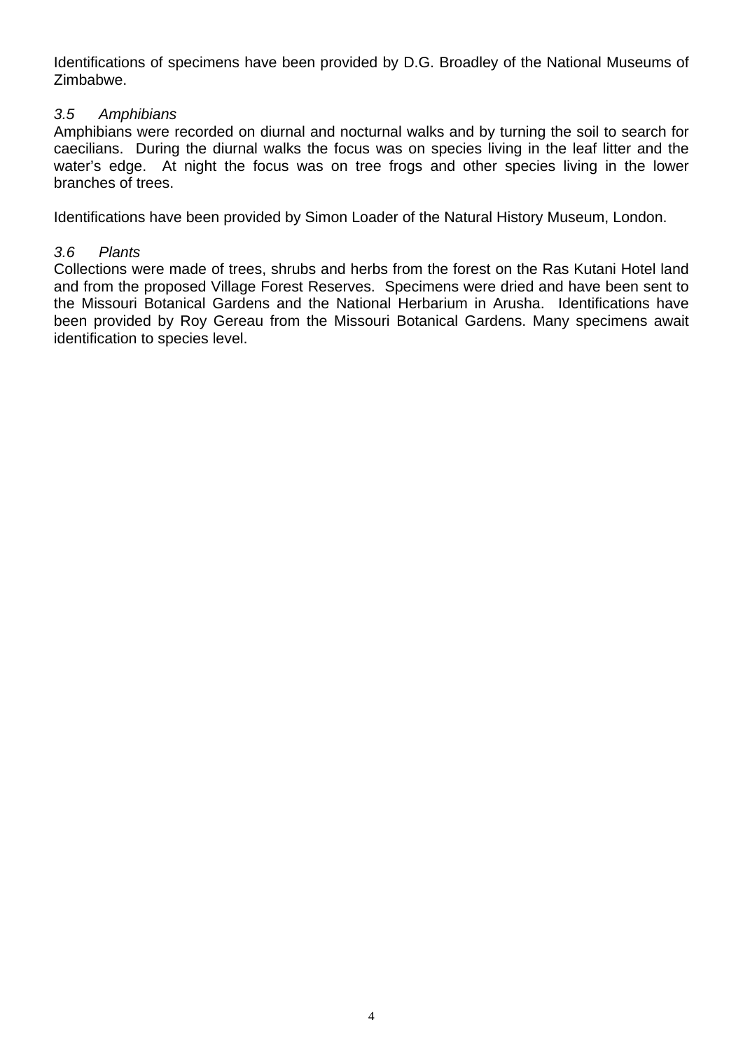Identifications of specimens have been provided by D.G. Broadley of the National Museums of Zimbabwe.

### *3.5 Amphibians*

Amphibians were recorded on diurnal and nocturnal walks and by turning the soil to search for caecilians. During the diurnal walks the focus was on species living in the leaf litter and the water's edge. At night the focus was on tree frogs and other species living in the lower branches of trees.

Identifications have been provided by Simon Loader of the Natural History Museum, London.

### *3.6 Plants*

Collections were made of trees, shrubs and herbs from the forest on the Ras Kutani Hotel land and from the proposed Village Forest Reserves. Specimens were dried and have been sent to the Missouri Botanical Gardens and the National Herbarium in Arusha. Identifications have been provided by Roy Gereau from the Missouri Botanical Gardens. Many specimens await identification to species level.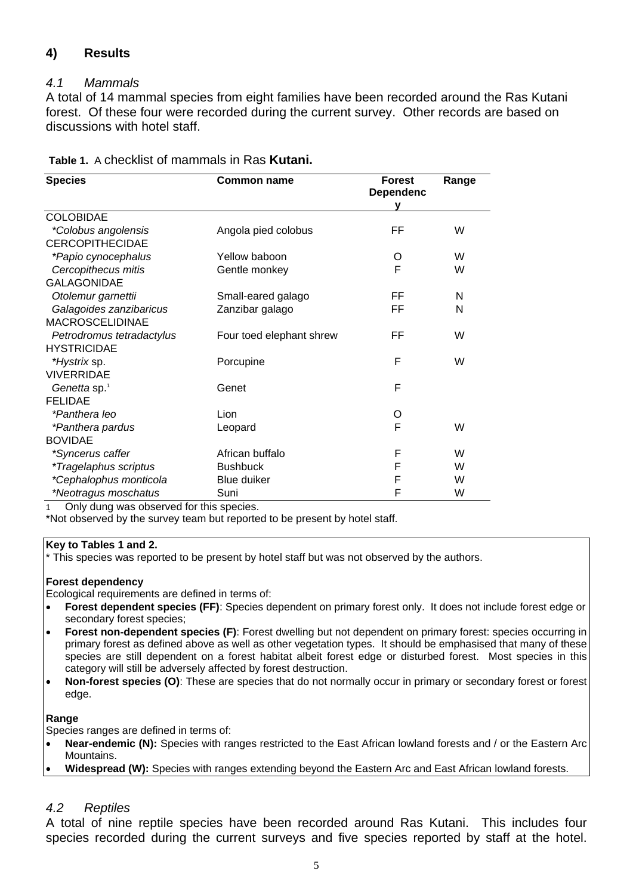## 4) Results

### *4.1 Mammals*

A total of 14 mammal species from eight families have been recorded around the Ras Kutani forest. Of these four were recorded during the current survey. Other records are based on discussions with hotel staff.

**Table 1.** A checklist of mammals in Ras **Kutani.**

| Species | Common name | Forest Dependency | Range |
|---|---|---|---|
| COLOBIDAE | | | |
| *Colobus angolensis | Angola pied colobus | FF | W |
| CERCOPITHECIDAE | | | |
| *Papio cynocephalus | Yellow baboon | O | W |
| *Cercopithecus mitis* | Gentle monkey | F | W |
| GALAGONIDAE | | | |
| *Otolemur garnettii* | Small-eared galago | FF | N |
| *Galagoides zanzibaricus* | Zanzibar galago | FF | N |
| MACROSCELIDINAE | | | |
| *Petrodromus tetradactylus* | Four toed elephant shrew | FF | W |
| HYSTRICIDAE | | | |
| **Hystrix* sp. | Porcupine | F | W |
| VIVERRIDAE | | | |
| *Genetta* sp.[1] | Genet | F | |
| FELIDAE | | | |
| *Panthera leo | Lion | O | |
| *Panthera pardus | Leopard | F | W |
| BOVIDAE | | | |
| *Syncerus caffer | African buffalo | F | W |
| *Tragelaphus scriptus | Bushbuck | F | W |
| *Cephalophus monticola | Blue duiker | F | W |
| *Neotragus moschatus | Suni | F | W |

1 Only dung was observed for this species.

*Not observed by the survey team but reported to be present by hotel staff.

**Key to Tables 1 and 2.**

* This species was reported to be present by hotel staff but was not observed by the authors.

**Forest dependency**

Ecological requirements are defined in terms of:

- **Forest dependent species (FF)**: Species dependent on primary forest only. It does not include forest edge or secondary forest species;
- **Forest non-dependent species (F)**: Forest dwelling but not dependent on primary forest: species occurring in primary forest as defined above as well as other vegetation types. It should be emphasised that many of these species are still dependent on a forest habitat albeit forest edge or disturbed forest. Most species in this category will still be adversely affected by forest destruction.
- **Non-forest species (O)**: These are species that do not normally occur in primary or secondary forest or forest edge.

**Range**

Species ranges are defined in terms of:

- **Near-endemic (N):** Species with ranges restricted to the East African lowland forests and / or the Eastern Arc Mountains.
- **Widespread (W):** Species with ranges extending beyond the Eastern Arc and East African lowland forests.

### *4.2 Reptiles*

A total of nine reptile species have been recorded around Ras Kutani. This includes four species recorded during the current surveys and five species reported by staff at the hotel.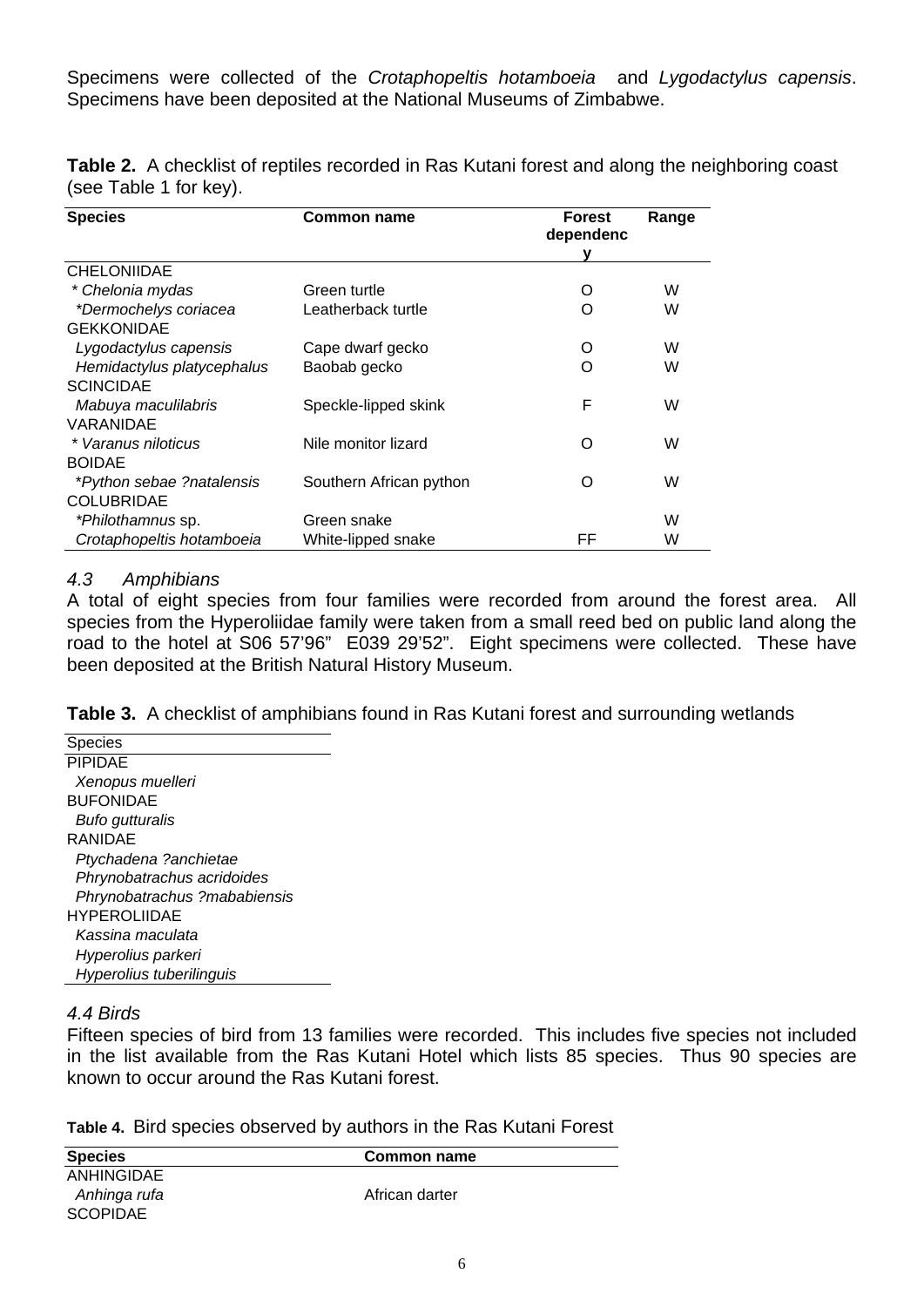Specimens were collected of the *Crotaphopeltis hotamboeia* and *Lygodactylus capensis*. Specimens have been deposited at the National Museums of Zimbabwe.

**Table 2.** A checklist of reptiles recorded in Ras Kutani forest and along the neighboring coast (see Table 1 for key).

| Species | Common name | Forest dependency | Range |
|---|---|---|---|
| CHELONIIDAE | | | |
| * *Chelonia mydas* | Green turtle | O | W |
| **Dermochelys coriacea* | Leatherback turtle | O | W |
| GEKKONIDAE | | | |
| *Lygodactylus capensis* | Cape dwarf gecko | O | W |
| *Hemidactylus platycephalus* | Baobab gecko | O | W |
| SCINCIDAE | | | |
| *Mabuya maculilabris* | Speckle-lipped skink | F | W |
| VARANIDAE | | | |
| * *Varanus niloticus* | Nile monitor lizard | O | W |
| BOIDAE | | | |
| **Python sebae ?natalensis* | Southern African python | O | W |
| COLUBRIDAE | | | |
| **Philothamnus* sp. | Green snake | | W |
| *Crotaphopeltis hotamboeia* | White-lipped snake | FF | W |

### *4.3 Amphibians*

A total of eight species from four families were recorded from around the forest area. All species from the Hyperoliidae family were taken from a small reed bed on public land along the road to the hotel at S06 57'96" E039 29'52". Eight specimens were collected. These have been deposited at the British Natural History Museum.

**Table 3.** A checklist of amphibians found in Ras Kutani forest and surrounding wetlands

| Species |
|---|
| PIPIDAE |
| *Xenopus muelleri* |
| BUFONIDAE |
| *Bufo gutturalis* |
| RANIDAE |
| *Ptychadena ?anchietae* |
| *Phrynobatrachus acridoides* |
| *Phrynobatrachus ?mababiensis* |
| HYPEROLIIDAE |
| *Kassina maculata* |
| *Hyperolius parkeri* |
| *Hyperolius tuberilinguis* |

### *4.4 Birds*

Fifteen species of bird from 13 families were recorded. This includes five species not included in the list available from the Ras Kutani Hotel which lists 85 species. Thus 90 species are known to occur around the Ras Kutani forest.

**Table 4.** Bird species observed by authors in the Ras Kutani Forest

| Species | Common name |
|---|---|
| ANHINGIDAE | |
| *Anhinga rufa* | African darter |
| SCOPIDAE | |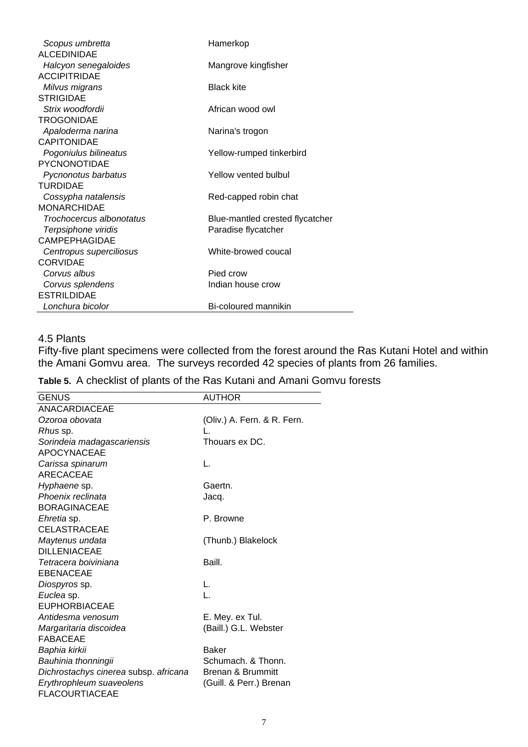| | |
|---|---|
| *Scopus umbretta* | Hamerkop |
| ALCEDINIDAE | |
| *Halcyon senegaloides* | Mangrove kingfisher |
| ACCIPITRIDAE | |
| *Milvus migrans* | Black kite |
| STRIGIDAE | |
| *Strix woodfordii* | African wood owl |
| TROGONIDAE | |
| *Apaloderma narina* | Narina's trogon |
| CAPITONIDAE | |
| *Pogoniulus bilineatus* | Yellow-rumped tinkerbird |
| PYCNONOTIDAE | |
| *Pycnonotus barbatus* | Yellow vented bulbul |
| TURDIDAE | |
| *Cossypha natalensis* | Red-capped robin chat |
| MONARCHIDAE | |
| *Trochocercus albonotatus* | Blue-mantled crested flycatcher |
| *Terpsiphone viridis* | Paradise flycatcher |
| CAMPEPHAGIDAE | |
| *Centropus superciliosus* | White-browed coucal |
| CORVIDAE | |
| *Corvus albus* | Pied crow |
| *Corvus splendens* | Indian house crow |
| ESTRILDIDAE | |
| *Lonchura bicolor* | Bi-coloured mannikin |

## 4.5 Plants

Fifty-five plant specimens were collected from the forest around the Ras Kutani Hotel and within the Amani Gomvu area. The surveys recorded 42 species of plants from 26 families.

**Table 5.** A checklist of plants of the Ras Kutani and Amani Gomvu forests

| GENUS | AUTHOR |
|---|---|
| ANACARDIACEAE | |
| *Ozoroa obovata* | (Oliv.) A. Fern. & R. Fern. |
| *Rhus* sp. | L. |
| *Sorindeia madagascariensis* | Thouars ex DC. |
| APOCYNACEAE | |
| *Carissa spinarum* | L. |
| ARECACEAE | |
| *Hyphaene* sp. | Gaertn. |
| *Phoenix reclinata* | Jacq. |
| BORAGINACEAE | |
| *Ehretia* sp. | P. Browne |
| CELASTRACEAE | |
| *Maytenus undata* | (Thunb.) Blakelock |
| DILLENIACEAE | |
| *Tetracera boiviniana* | Baill. |
| EBENACEAE | |
| *Diospyros* sp. | L. |
| *Euclea* sp. | L. |
| EUPHORBIACEAE | |
| *Antidesma venosum* | E. Mey. ex Tul. |
| *Margaritaria discoidea* | (Baill.) G.L. Webster |
| FABACEAE | |
| *Baphia kirkii* | Baker |
| *Bauhinia thonningii* | Schumach. & Thonn. |
| *Dichrostachys cinerea* subsp. *africana* | Brenan & Brummitt |
| *Erythrophleum suaveolens* | (Guill. & Perr.) Brenan |
| FLACOURTIACEAE | |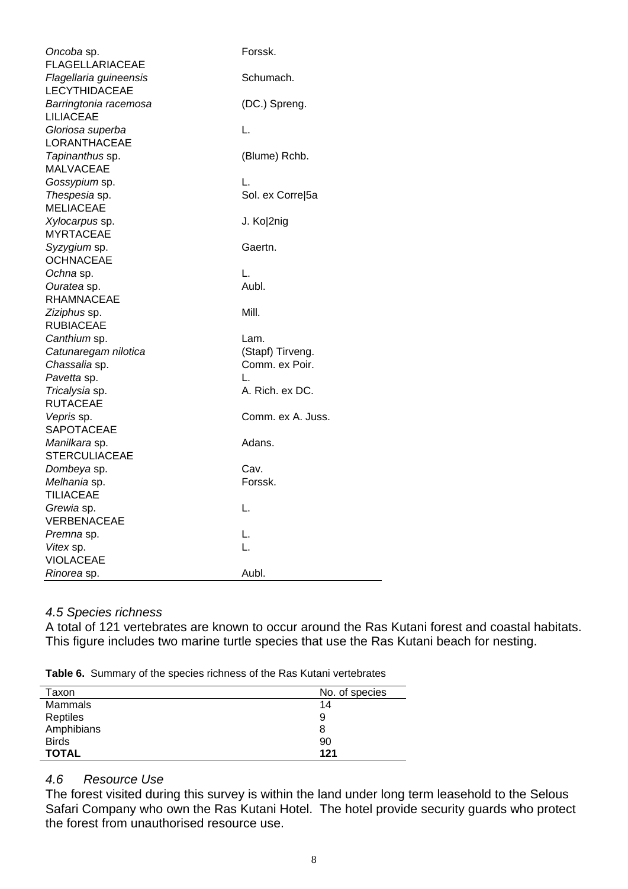| | |
|---|---|
| *Oncoba* sp. | Forssk. |
| FLAGELLARIACEAE | |
| *Flagellaria guineensis* | Schumach. |
| LECYTHIDACEAE | |
| *Barringtonia racemosa* | (DC.) Spreng. |
| LILIACEAE | |
| *Gloriosa superba* | L. |
| LORANTHACEAE | |
| *Tapinanthus* sp. | (Blume) Rchb. |
| MALVACEAE | |
| *Gossypium* sp. | L. |
| *Thespesia* sp. | Sol. ex Corre\|5a |
| MELIACEAE | |
| *Xylocarpus* sp. | J. Ko\|2nig |
| MYRTACEAE | |
| *Syzygium* sp. | Gaertn. |
| OCHNACEAE | |
| *Ochna* sp. | L. |
| *Ouratea* sp. | Aubl. |
| RHAMNACEAE | |
| *Ziziphus* sp. | Mill. |
| RUBIACEAE | |
| *Canthium* sp. | Lam. |
| *Catunaregam nilotica* | (Stapf) Tirveng. |
| *Chassalia* sp. | Comm. ex Poir. |
| *Pavetta* sp. | L. |
| *Tricalysia* sp. | A. Rich. ex DC. |
| RUTACEAE | |
| *Vepris* sp. | Comm. ex A. Juss. |
| SAPOTACEAE | |
| *Manilkara* sp. | Adans. |
| STERCULIACEAE | |
| *Dombeya* sp. | Cav. |
| *Melhania* sp. | Forssk. |
| TILIACEAE | |
| *Grewia* sp. | L. |
| VERBENACEAE | |
| *Premna* sp. | L. |
| *Vitex* sp. | L. |
| VIOLACEAE | |
| *Rinorea* sp. | Aubl. |

### *4.5 Species richness*

A total of 121 vertebrates are known to occur around the Ras Kutani forest and coastal habitats. This figure includes two marine turtle species that use the Ras Kutani beach for nesting.

**Table 6.** Summary of the species richness of the Ras Kutani vertebrates

| Taxon | No. of species |
|---|---|
| Mammals | 14 |
| Reptiles | 9 |
| Amphibians | 8 |
| Birds | 90 |
| **TOTAL** | **121** |

### *4.6 Resource Use*

The forest visited during this survey is within the land under long term leasehold to the Selous Safari Company who own the Ras Kutani Hotel. The hotel provide security guards who protect the forest from unauthorised resource use.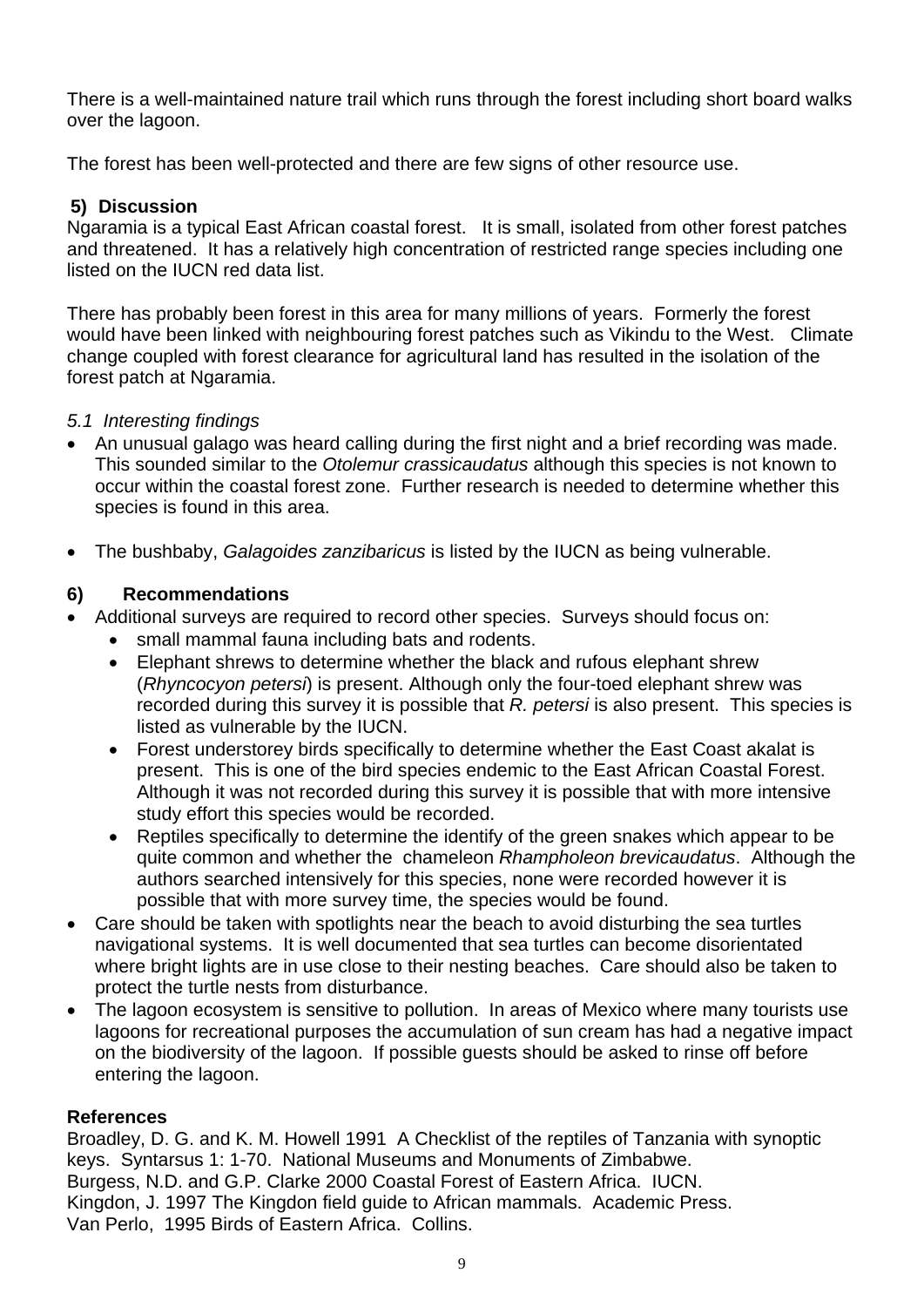There is a well-maintained nature trail which runs through the forest including short board walks over the lagoon.

The forest has been well-protected and there are few signs of other resource use.

## 5) Discussion

Ngaramia is a typical East African coastal forest. It is small, isolated from other forest patches and threatened. It has a relatively high concentration of restricted range species including one listed on the IUCN red data list.

There has probably been forest in this area for many millions of years. Formerly the forest would have been linked with neighbouring forest patches such as Vikindu to the West. Climate change coupled with forest clearance for agricultural land has resulted in the isolation of the forest patch at Ngaramia.

### *5.1 Interesting findings*

- An unusual galago was heard calling during the first night and a brief recording was made. This sounded similar to the *Otolemur crassicaudatus* although this species is not known to occur within the coastal forest zone. Further research is needed to determine whether this species is found in this area.
- The bushbaby, *Galagoides zanzibaricus* is listed by the IUCN as being vulnerable.

## 6) Recommendations

- Additional surveys are required to record other species. Surveys should focus on:
    - small mammal fauna including bats and rodents.
    - Elephant shrews to determine whether the black and rufous elephant shrew (*Rhyncocyon petersi*) is present. Although only the four-toed elephant shrew was recorded during this survey it is possible that *R. petersi* is also present. This species is listed as vulnerable by the IUCN.
    - Forest understorey birds specifically to determine whether the East Coast akalat is present. This is one of the bird species endemic to the East African Coastal Forest. Although it was not recorded during this survey it is possible that with more intensive study effort this species would be recorded.
    - Reptiles specifically to determine the identify of the green snakes which appear to be quite common and whether the chameleon *Rhampholeon brevicaudatus*. Although the authors searched intensively for this species, none were recorded however it is possible that with more survey time, the species would be found.
- Care should be taken with spotlights near the beach to avoid disturbing the sea turtles navigational systems. It is well documented that sea turtles can become disorientated where bright lights are in use close to their nesting beaches. Care should also be taken to protect the turtle nests from disturbance.
- The lagoon ecosystem is sensitive to pollution. In areas of Mexico where many tourists use lagoons for recreational purposes the accumulation of sun cream has had a negative impact on the biodiversity of the lagoon. If possible guests should be asked to rinse off before entering the lagoon.

## References

Broadley, D. G. and K. M. Howell 1991 A Checklist of the reptiles of Tanzania with synoptic keys. Syntarsus 1: 1-70. National Museums and Monuments of Zimbabwe.
Burgess, N.D. and G.P. Clarke 2000 Coastal Forest of Eastern Africa. IUCN.
Kingdon, J. 1997 The Kingdon field guide to African mammals. Academic Press.
Van Perlo, 1995 Birds of Eastern Africa. Collins.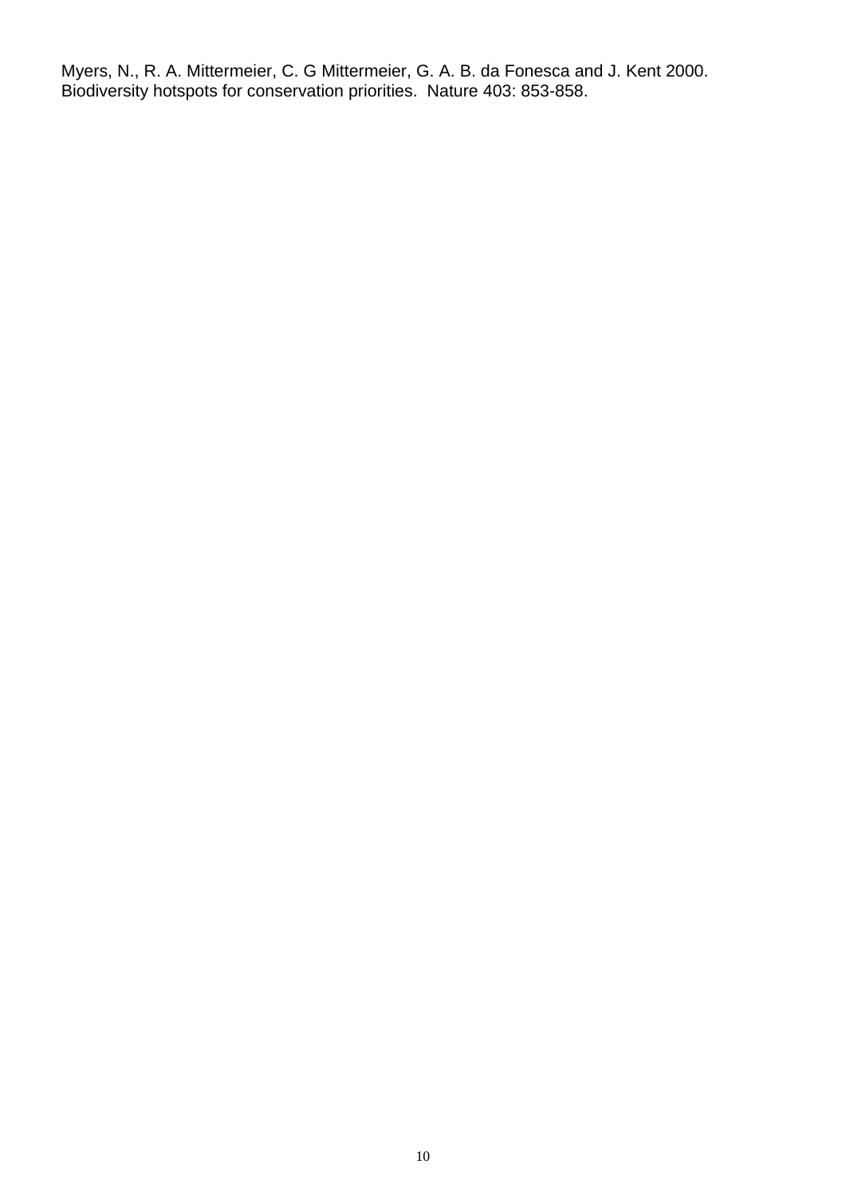Myers, N., R. A. Mittermeier, C. G Mittermeier, G. A. B. da Fonesca and J. Kent 2000. Biodiversity hotspots for conservation priorities. Nature 403: 853-858.